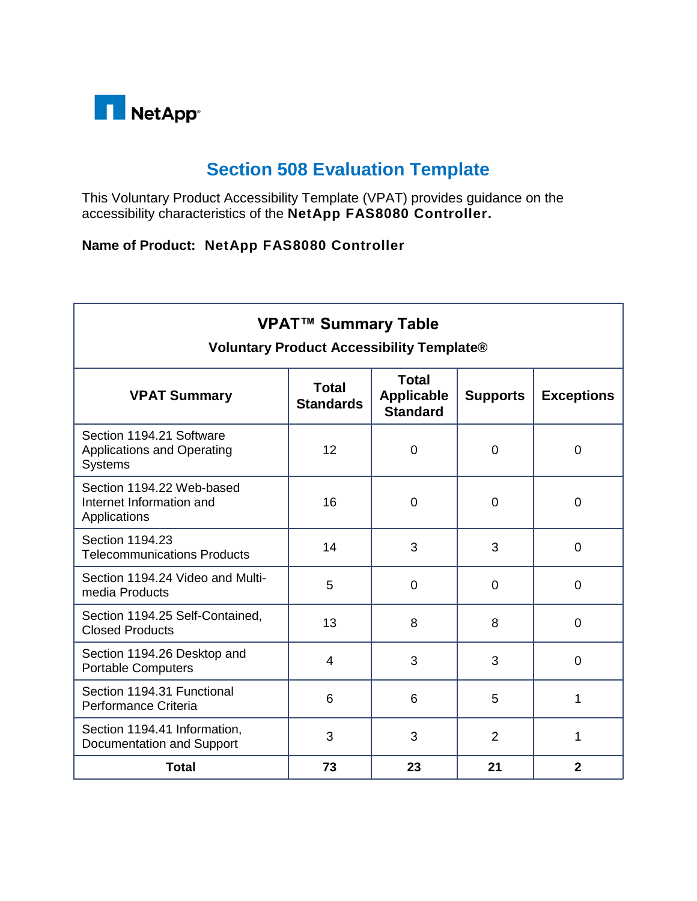NetApp

# Section 508 Evaluation Template

This Voluntary Product Accessibility Template (VPAT) provides guidance on the accessibility characteristics of the **NetApp FAS8080 Controller.**

**Name of Product: NetApp FAS8080 Controller**

**VPAT™ Summary Table**

**Voluntary Product Accessibility Template®**

| VPAT Summary | Total Standards | Total Applicable Standard | Supports | Exceptions |
|---|---|---|---|---|
| Section 1194.21 Software Applications and Operating Systems | 12 | 0 | 0 | 0 |
| Section 1194.22 Web-based Internet Information and Applications | 16 | 0 | 0 | 0 |
| Section 1194.23 Telecommunications Products | 14 | 3 | 3 | 0 |
| Section 1194.24 Video and Multi-media Products | 5 | 0 | 0 | 0 |
| Section 1194.25 Self-Contained, Closed Products | 13 | 8 | 8 | 0 |
| Section 1194.26 Desktop and Portable Computers | 4 | 3 | 3 | 0 |
| Section 1194.31 Functional Performance Criteria | 6 | 6 | 5 | 1 |
| Section 1194.41 Information, Documentation and Support | 3 | 3 | 2 | 1 |
| **Total** | **73** | **23** | **21** | **2** |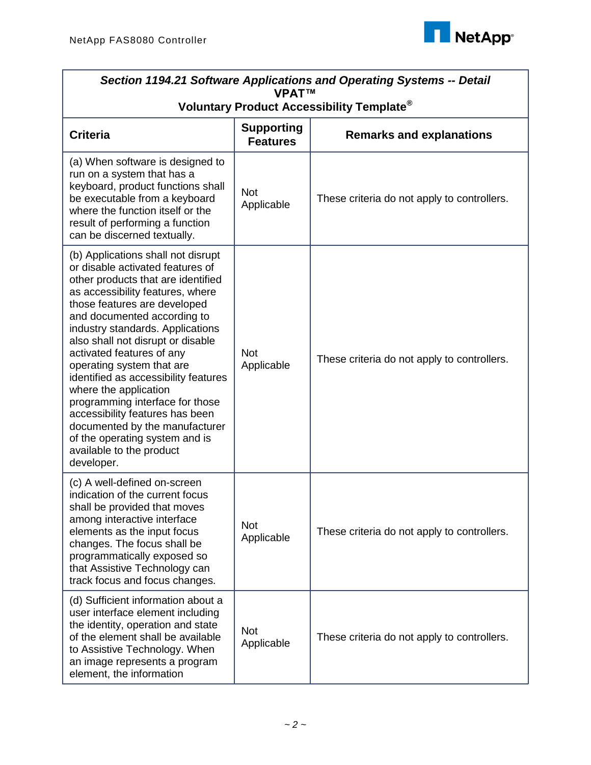| ***Section 1194.21 Software Applications and Operating Systems -- Detail*** **VPAT™ Voluntary Product Accessibility Template®** | | |
|---|---|---|
| **Criteria** | **Supporting Features** | **Remarks and explanations** |
| (a) When software is designed to run on a system that has a keyboard, product functions shall be executable from a keyboard where the function itself or the result of performing a function can be discerned textually. | Not Applicable | These criteria do not apply to controllers. |
| (b) Applications shall not disrupt or disable activated features of other products that are identified as accessibility features, where those features are developed and documented according to industry standards. Applications also shall not disrupt or disable activated features of any operating system that are identified as accessibility features where the application programming interface for those accessibility features has been documented by the manufacturer of the operating system and is available to the product developer. | Not Applicable | These criteria do not apply to controllers. |
| (c) A well-defined on-screen indication of the current focus shall be provided that moves among interactive interface elements as the input focus changes. The focus shall be programmatically exposed so that Assistive Technology can track focus and focus changes. | Not Applicable | These criteria do not apply to controllers. |
| (d) Sufficient information about a user interface element including the identity, operation and state of the element shall be available to Assistive Technology. When an image represents a program element, the information | Not Applicable | These criteria do not apply to controllers. |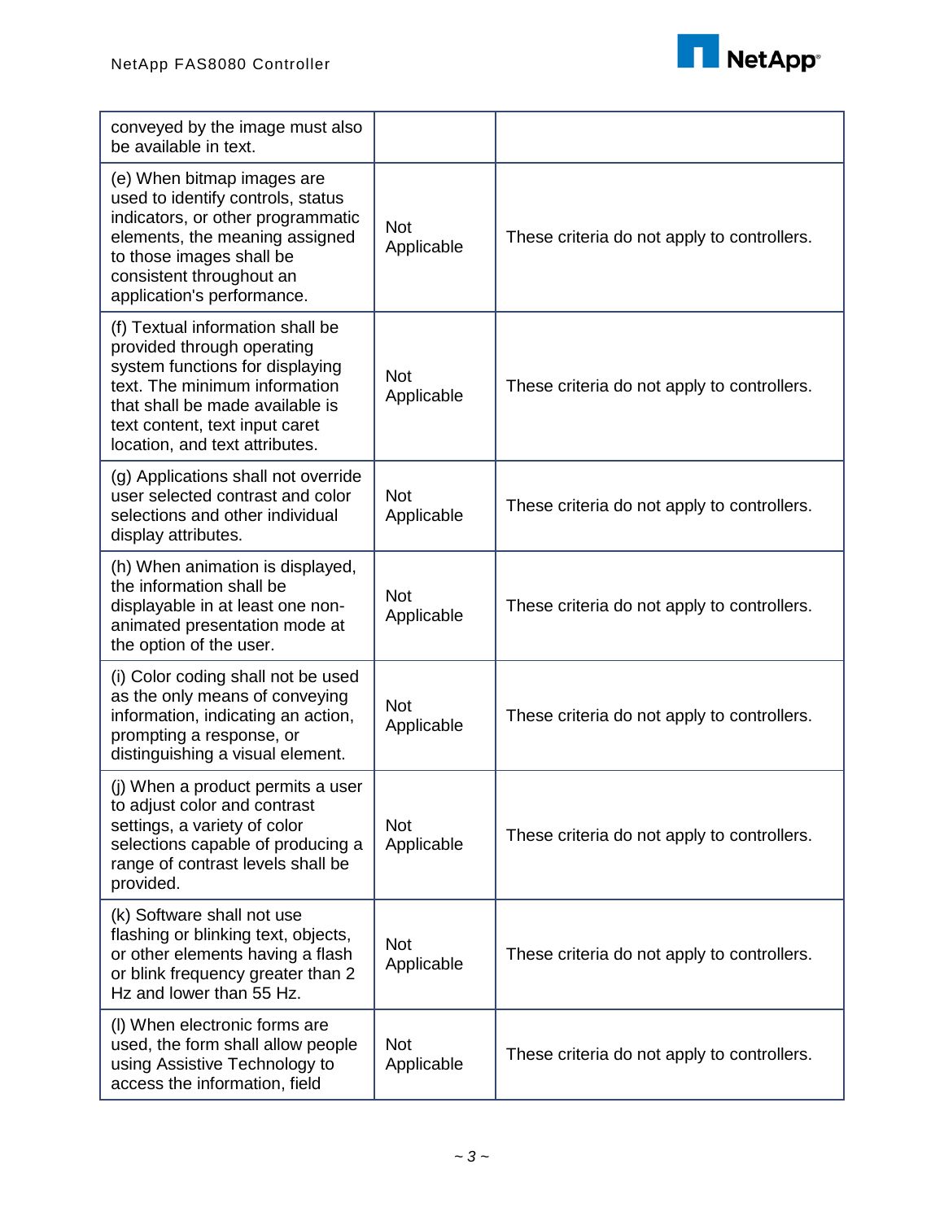| | | |
|---|---|---|
| conveyed by the image must also be available in text. | | |
| (e) When bitmap images are used to identify controls, status indicators, or other programmatic elements, the meaning assigned to those images shall be consistent throughout an application's performance. | Not Applicable | These criteria do not apply to controllers. |
| (f) Textual information shall be provided through operating system functions for displaying text. The minimum information that shall be made available is text content, text input caret location, and text attributes. | Not Applicable | These criteria do not apply to controllers. |
| (g) Applications shall not override user selected contrast and color selections and other individual display attributes. | Not Applicable | These criteria do not apply to controllers. |
| (h) When animation is displayed, the information shall be displayable in at least one non-animated presentation mode at the option of the user. | Not Applicable | These criteria do not apply to controllers. |
| (i) Color coding shall not be used as the only means of conveying information, indicating an action, prompting a response, or distinguishing a visual element. | Not Applicable | These criteria do not apply to controllers. |
| (j) When a product permits a user to adjust color and contrast settings, a variety of color selections capable of producing a range of contrast levels shall be provided. | Not Applicable | These criteria do not apply to controllers. |
| (k) Software shall not use flashing or blinking text, objects, or other elements having a flash or blink frequency greater than 2 Hz and lower than 55 Hz. | Not Applicable | These criteria do not apply to controllers. |
| (l) When electronic forms are used, the form shall allow people using Assistive Technology to access the information, field | Not Applicable | These criteria do not apply to controllers. |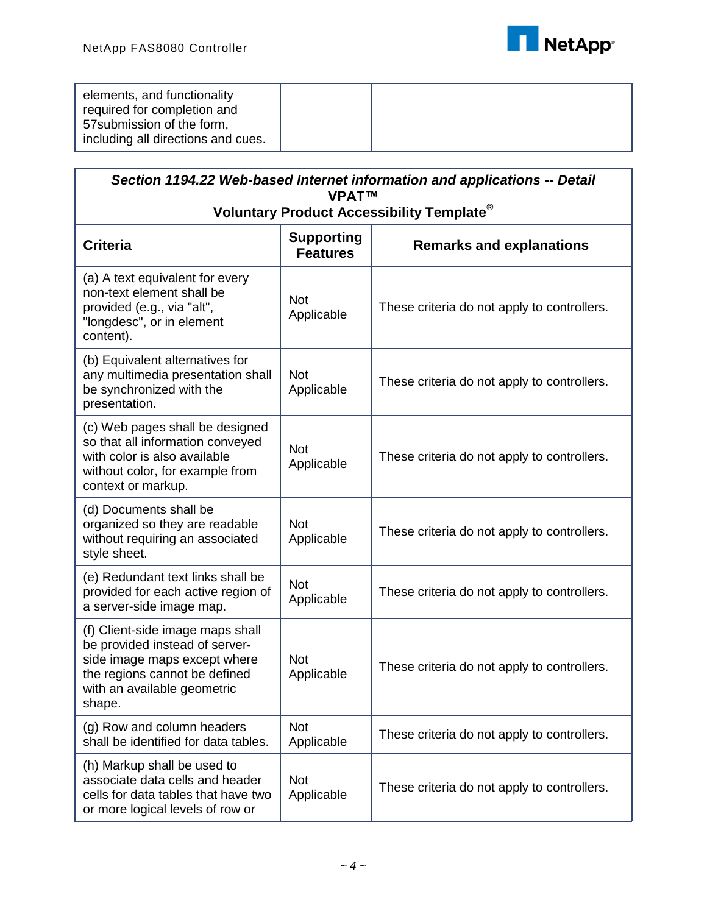| | | |
|---|---|---|
| elements, and functionality required for completion and 57submission of the form, including all directions and cues. | | |

| Section 1194.22 Web-based Internet information and applications -- Detail VPAT™ Voluntary Product Accessibility Template® | | |
|---|---|---|
| **Criteria** | **Supporting Features** | **Remarks and explanations** |
| (a) A text equivalent for every non-text element shall be provided (e.g., via "alt", "longdesc", or in element content). | Not Applicable | These criteria do not apply to controllers. |
| (b) Equivalent alternatives for any multimedia presentation shall be synchronized with the presentation. | Not Applicable | These criteria do not apply to controllers. |
| (c) Web pages shall be designed so that all information conveyed with color is also available without color, for example from context or markup. | Not Applicable | These criteria do not apply to controllers. |
| (d) Documents shall be organized so they are readable without requiring an associated style sheet. | Not Applicable | These criteria do not apply to controllers. |
| (e) Redundant text links shall be provided for each active region of a server-side image map. | Not Applicable | These criteria do not apply to controllers. |
| (f) Client-side image maps shall be provided instead of server-side image maps except where the regions cannot be defined with an available geometric shape. | Not Applicable | These criteria do not apply to controllers. |
| (g) Row and column headers shall be identified for data tables. | Not Applicable | These criteria do not apply to controllers. |
| (h) Markup shall be used to associate data cells and header cells for data tables that have two or more logical levels of row or | Not Applicable | These criteria do not apply to controllers. |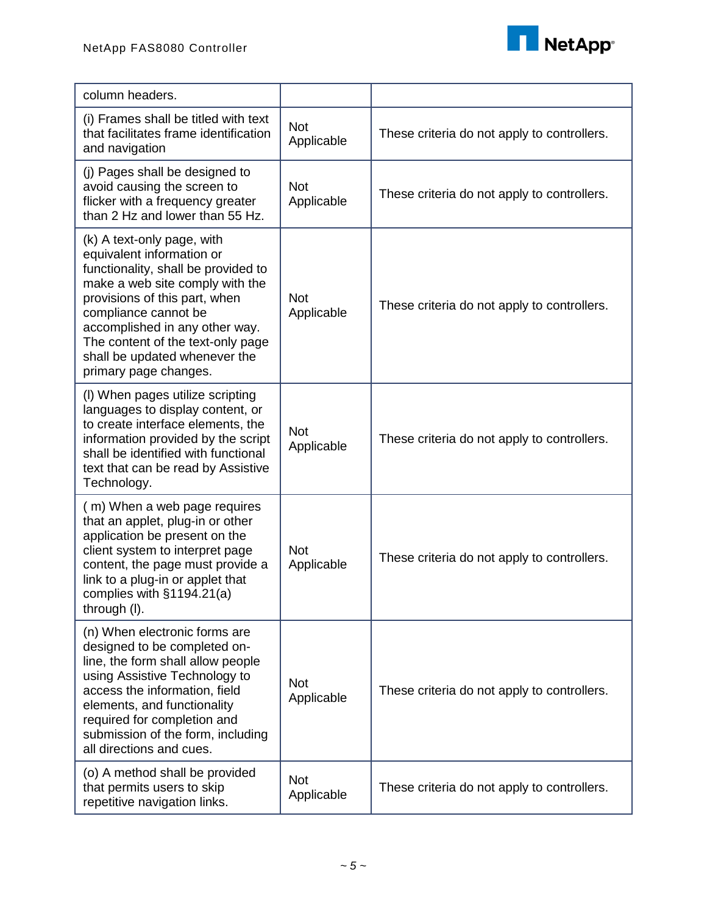| column headers. | | |
|---|---|---|
| (i) Frames shall be titled with text that facilitates frame identification and navigation | Not Applicable | These criteria do not apply to controllers. |
| (j) Pages shall be designed to avoid causing the screen to flicker with a frequency greater than 2 Hz and lower than 55 Hz. | Not Applicable | These criteria do not apply to controllers. |
| (k) A text-only page, with equivalent information or functionality, shall be provided to make a web site comply with the provisions of this part, when compliance cannot be accomplished in any other way. The content of the text-only page shall be updated whenever the primary page changes. | Not Applicable | These criteria do not apply to controllers. |
| (l) When pages utilize scripting languages to display content, or to create interface elements, the information provided by the script shall be identified with functional text that can be read by Assistive Technology. | Not Applicable | These criteria do not apply to controllers. |
| ( m) When a web page requires that an applet, plug-in or other application be present on the client system to interpret page content, the page must provide a link to a plug-in or applet that complies with §1194.21(a) through (l). | Not Applicable | These criteria do not apply to controllers. |
| (n) When electronic forms are designed to be completed on-line, the form shall allow people using Assistive Technology to access the information, field elements, and functionality required for completion and submission of the form, including all directions and cues. | Not Applicable | These criteria do not apply to controllers. |
| (o) A method shall be provided that permits users to skip repetitive navigation links. | Not Applicable | These criteria do not apply to controllers. |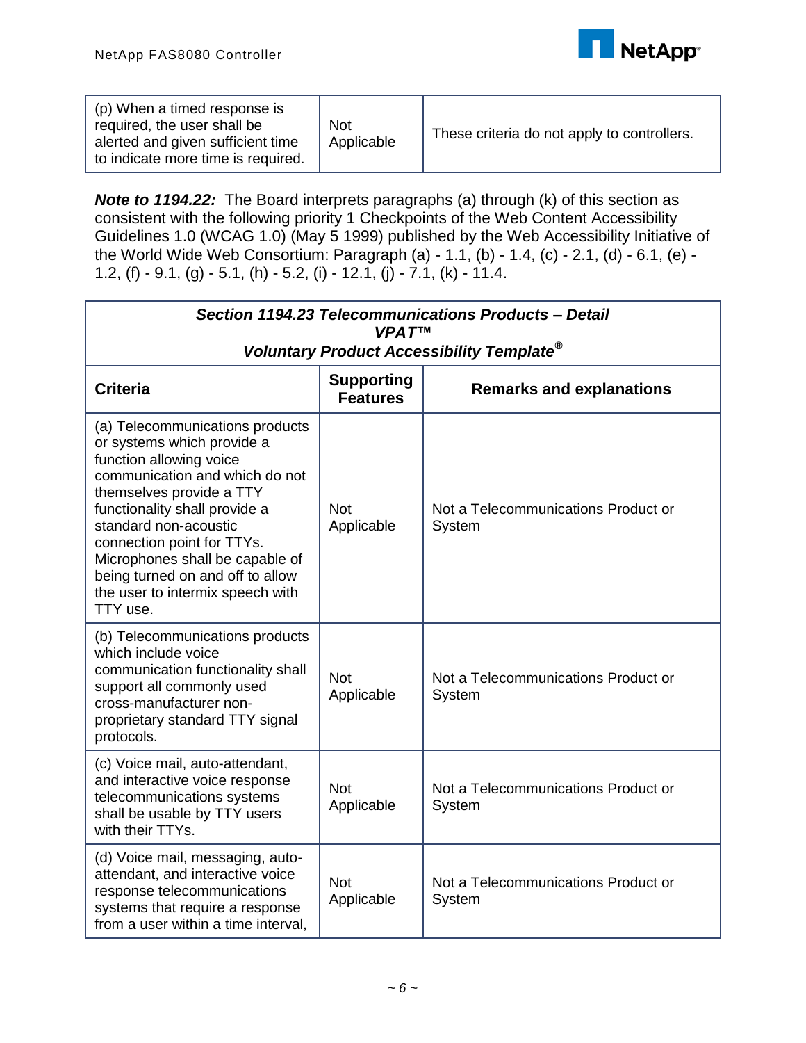| | | |
|---|---|---|
| (p) When a timed response is required, the user shall be alerted and given sufficient time to indicate more time is required. | Not Applicable | These criteria do not apply to controllers. |

***Note to 1194.22:*** The Board interprets paragraphs (a) through (k) of this section as consistent with the following priority 1 Checkpoints of the Web Content Accessibility Guidelines 1.0 (WCAG 1.0) (May 5 1999) published by the Web Accessibility Initiative of the World Wide Web Consortium: Paragraph (a) - 1.1, (b) - 1.4, (c) - 2.1, (d) - 6.1, (e) - 1.2, (f) - 9.1, (g) - 5.1, (h) - 5.2, (i) - 12.1, (j) - 7.1, (k) - 11.4.

| ***Section 1194.23 Telecommunications Products – Detail VPAT™ Voluntary Product Accessibility Template®*** | | |
|---|---|---|
| **Criteria** | **Supporting Features** | **Remarks and explanations** |
| (a) Telecommunications products or systems which provide a function allowing voice communication and which do not themselves provide a TTY functionality shall provide a standard non-acoustic connection point for TTYs. Microphones shall be capable of being turned on and off to allow the user to intermix speech with TTY use. | Not Applicable | Not a Telecommunications Product or System |
| (b) Telecommunications products which include voice communication functionality shall support all commonly used cross-manufacturer non-proprietary standard TTY signal protocols. | Not Applicable | Not a Telecommunications Product or System |
| (c) Voice mail, auto-attendant, and interactive voice response telecommunications systems shall be usable by TTY users with their TTYs. | Not Applicable | Not a Telecommunications Product or System |
| (d) Voice mail, messaging, auto-attendant, and interactive voice response telecommunications systems that require a response from a user within a time interval, | Not Applicable | Not a Telecommunications Product or System |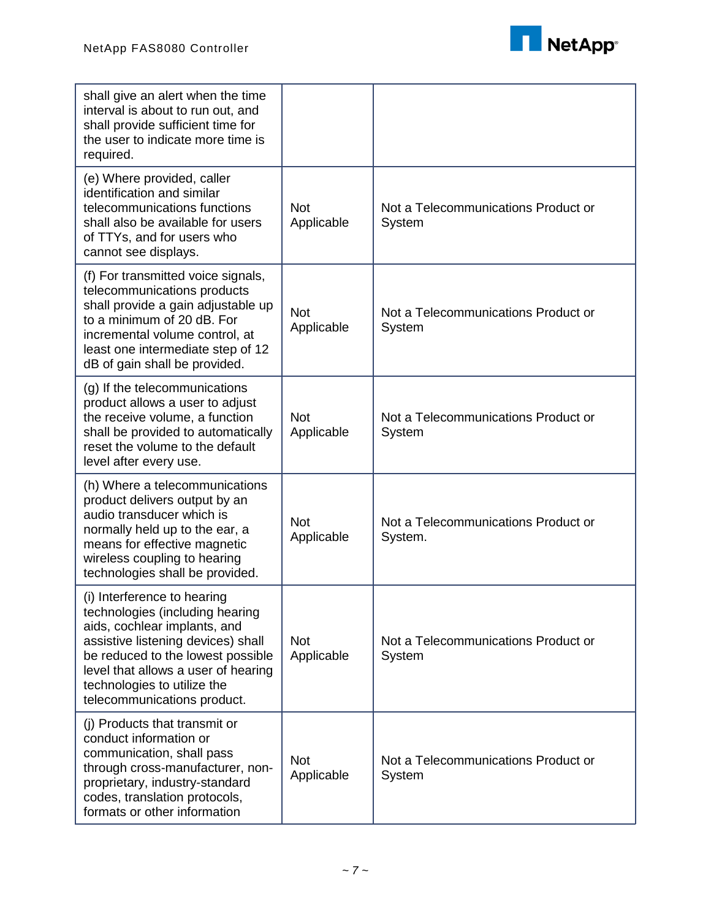| | | |
|---|---|---|
| shall give an alert when the time interval is about to run out, and shall provide sufficient time for the user to indicate more time is required. | | |
| (e) Where provided, caller identification and similar telecommunications functions shall also be available for users of TTYs, and for users who cannot see displays. | Not Applicable | Not a Telecommunications Product or System |
| (f) For transmitted voice signals, telecommunications products shall provide a gain adjustable up to a minimum of 20 dB. For incremental volume control, at least one intermediate step of 12 dB of gain shall be provided. | Not Applicable | Not a Telecommunications Product or System |
| (g) If the telecommunications product allows a user to adjust the receive volume, a function shall be provided to automatically reset the volume to the default level after every use. | Not Applicable | Not a Telecommunications Product or System |
| (h) Where a telecommunications product delivers output by an audio transducer which is normally held up to the ear, a means for effective magnetic wireless coupling to hearing technologies shall be provided. | Not Applicable | Not a Telecommunications Product or System. |
| (i) Interference to hearing technologies (including hearing aids, cochlear implants, and assistive listening devices) shall be reduced to the lowest possible level that allows a user of hearing technologies to utilize the telecommunications product. | Not Applicable | Not a Telecommunications Product or System |
| (j) Products that transmit or conduct information or communication, shall pass through cross-manufacturer, non-proprietary, industry-standard codes, translation protocols, formats or other information | Not Applicable | Not a Telecommunications Product or System |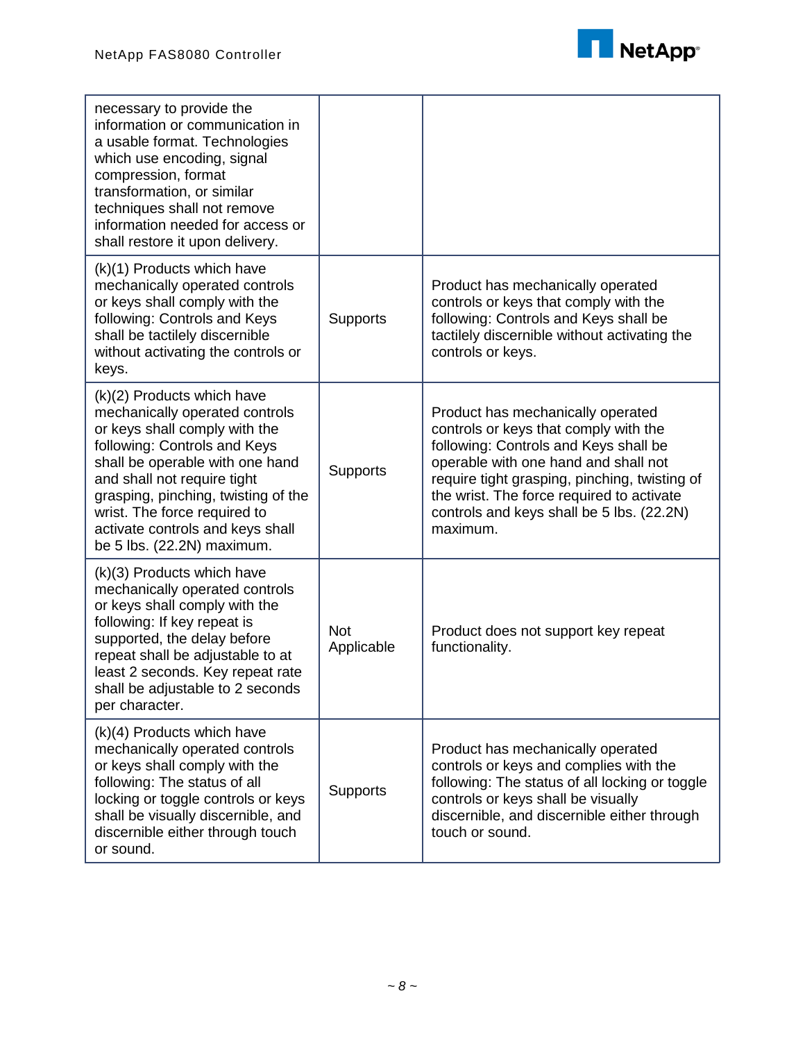| | | |
|---|---|---|
| necessary to provide the information or communication in a usable format. Technologies which use encoding, signal compression, format transformation, or similar techniques shall not remove information needed for access or shall restore it upon delivery. | | |
| (k)(1) Products which have mechanically operated controls or keys shall comply with the following: Controls and Keys shall be tactilely discernible without activating the controls or keys. | Supports | Product has mechanically operated controls or keys that comply with the following: Controls and Keys shall be tactilely discernible without activating the controls or keys. |
| (k)(2) Products which have mechanically operated controls or keys shall comply with the following: Controls and Keys shall be operable with one hand and shall not require tight grasping, pinching, twisting of the wrist. The force required to activate controls and keys shall be 5 lbs. (22.2N) maximum. | Supports | Product has mechanically operated controls or keys that comply with the following: Controls and Keys shall be operable with one hand and shall not require tight grasping, pinching, twisting of the wrist. The force required to activate controls and keys shall be 5 lbs. (22.2N) maximum. |
| (k)(3) Products which have mechanically operated controls or keys shall comply with the following: If key repeat is supported, the delay before repeat shall be adjustable to at least 2 seconds. Key repeat rate shall be adjustable to 2 seconds per character. | Not Applicable | Product does not support key repeat functionality. |
| (k)(4) Products which have mechanically operated controls or keys shall comply with the following: The status of all locking or toggle controls or keys shall be visually discernible, and discernible either through touch or sound. | Supports | Product has mechanically operated controls or keys and complies with the following: The status of all locking or toggle controls or keys shall be visually discernible, and discernible either through touch or sound. |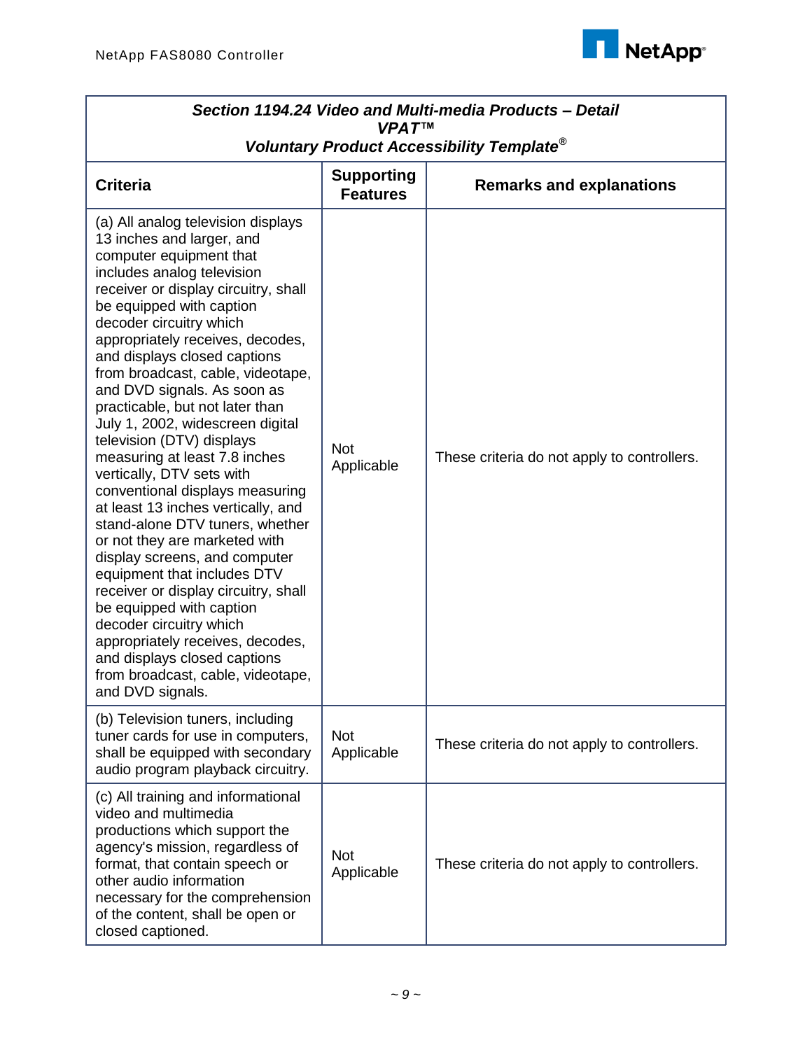| ***Section 1194.24 Video and Multi-media Products – Detail*** ***VPAT™*** ***Voluntary Product Accessibility Template®*** | | |
|---|---|---|
| **Criteria** | **Supporting Features** | **Remarks and explanations** |
| (a) All analog television displays 13 inches and larger, and computer equipment that includes analog television receiver or display circuitry, shall be equipped with caption decoder circuitry which appropriately receives, decodes, and displays closed captions from broadcast, cable, videotape, and DVD signals. As soon as practicable, but not later than July 1, 2002, widescreen digital television (DTV) displays measuring at least 7.8 inches vertically, DTV sets with conventional displays measuring at least 13 inches vertically, and stand-alone DTV tuners, whether or not they are marketed with display screens, and computer equipment that includes DTV receiver or display circuitry, shall be equipped with caption decoder circuitry which appropriately receives, decodes, and displays closed captions from broadcast, cable, videotape, and DVD signals. | Not Applicable | These criteria do not apply to controllers. |
| (b) Television tuners, including tuner cards for use in computers, shall be equipped with secondary audio program playback circuitry. | Not Applicable | These criteria do not apply to controllers. |
| (c) All training and informational video and multimedia productions which support the agency's mission, regardless of format, that contain speech or other audio information necessary for the comprehension of the content, shall be open or closed captioned. | Not Applicable | These criteria do not apply to controllers. |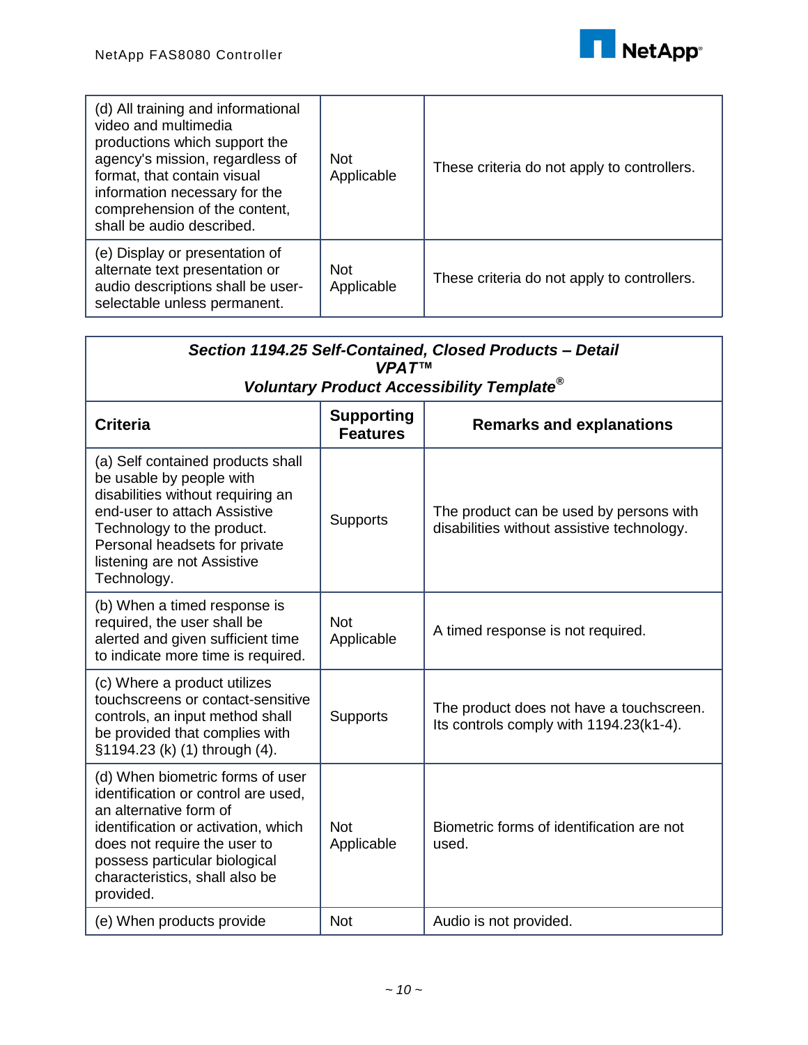| | | |
|---|---|---|
| (d) All training and informational video and multimedia productions which support the agency's mission, regardless of format, that contain visual information necessary for the comprehension of the content, shall be audio described. | Not Applicable | These criteria do not apply to controllers. |
| (e) Display or presentation of alternate text presentation or audio descriptions shall be user-selectable unless permanent. | Not Applicable | These criteria do not apply to controllers. |

***Section 1194.25 Self-Contained, Closed Products – Detail***
***VPAT™***
***Voluntary Product Accessibility Template®***

| **Criteria** | **Supporting Features** | **Remarks and explanations** |
|---|---|---|
| (a) Self contained products shall be usable by people with disabilities without requiring an end-user to attach Assistive Technology to the product. Personal headsets for private listening are not Assistive Technology. | Supports | The product can be used by persons with disabilities without assistive technology. |
| (b) When a timed response is required, the user shall be alerted and given sufficient time to indicate more time is required. | Not Applicable | A timed response is not required. |
| (c) Where a product utilizes touchscreens or contact-sensitive controls, an input method shall be provided that complies with §1194.23 (k) (1) through (4). | Supports | The product does not have a touchscreen. Its controls comply with 1194.23(k1-4). |
| (d) When biometric forms of user identification or control are used, an alternative form of identification or activation, which does not require the user to possess particular biological characteristics, shall also be provided. | Not Applicable | Biometric forms of identification are not used. |
| (e) When products provide | Not | Audio is not provided. |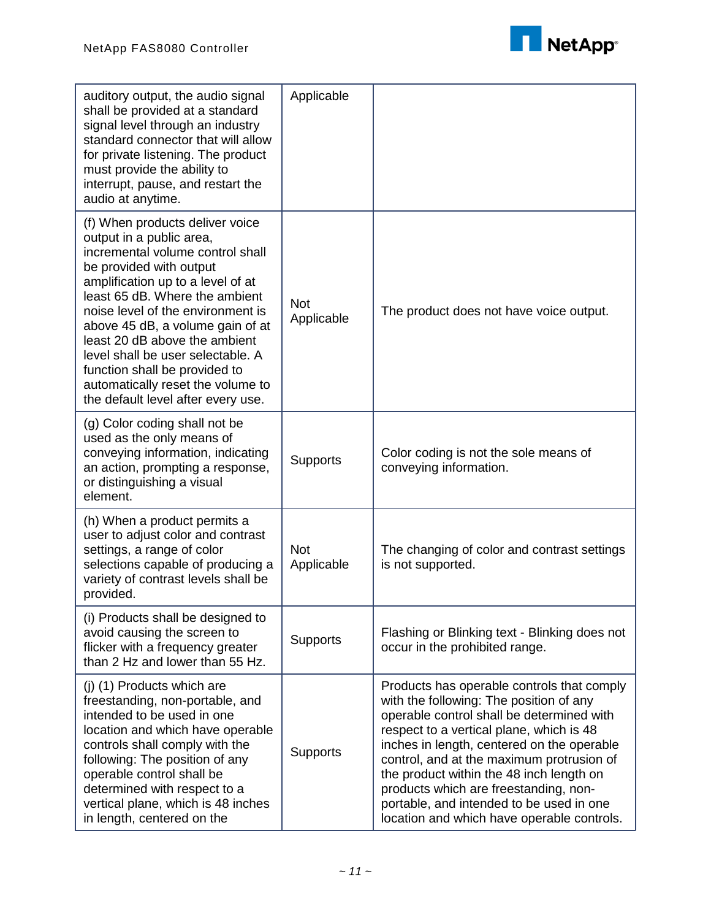| | | |
|---|---|---|
| auditory output, the audio signal shall be provided at a standard signal level through an industry standard connector that will allow for private listening. The product must provide the ability to interrupt, pause, and restart the audio at anytime. | Applicable | |
| (f) When products deliver voice output in a public area, incremental volume control shall be provided with output amplification up to a level of at least 65 dB. Where the ambient noise level of the environment is above 45 dB, a volume gain of at least 20 dB above the ambient level shall be user selectable. A function shall be provided to automatically reset the volume to the default level after every use. | Not Applicable | The product does not have voice output. |
| (g) Color coding shall not be used as the only means of conveying information, indicating an action, prompting a response, or distinguishing a visual element. | Supports | Color coding is not the sole means of conveying information. |
| (h) When a product permits a user to adjust color and contrast settings, a range of color selections capable of producing a variety of contrast levels shall be provided. | Not Applicable | The changing of color and contrast settings is not supported. |
| (i) Products shall be designed to avoid causing the screen to flicker with a frequency greater than 2 Hz and lower than 55 Hz. | Supports | Flashing or Blinking text - Blinking does not occur in the prohibited range. |
| (j) (1) Products which are freestanding, non-portable, and intended to be used in one location and which have operable controls shall comply with the following: The position of any operable control shall be determined with respect to a vertical plane, which is 48 inches in length, centered on the | Supports | Products has operable controls that comply with the following: The position of any operable control shall be determined with respect to a vertical plane, which is 48 inches in length, centered on the operable control, and at the maximum protrusion of the product within the 48 inch length on products which are freestanding, non-portable, and intended to be used in one location and which have operable controls. |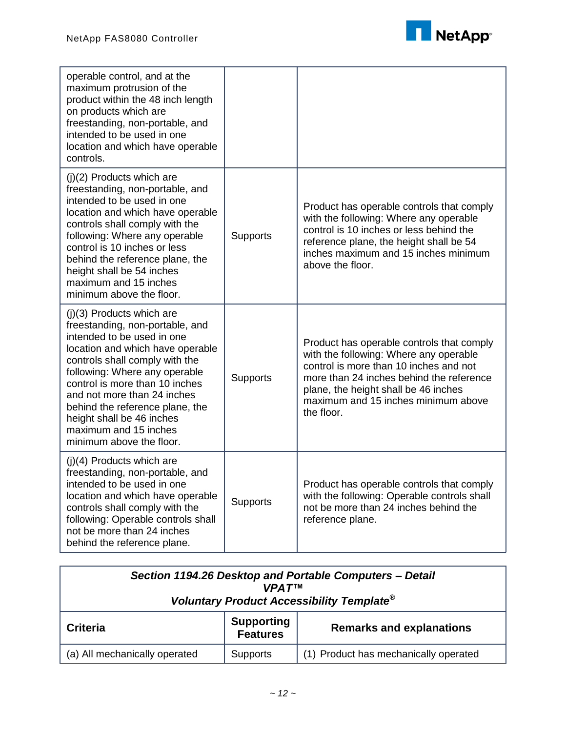| | | |
|---|---|---|
| operable control, and at the maximum protrusion of the product within the 48 inch length on products which are freestanding, non-portable, and intended to be used in one location and which have operable controls. | | |
| (j)(2) Products which are freestanding, non-portable, and intended to be used in one location and which have operable controls shall comply with the following: Where any operable control is 10 inches or less behind the reference plane, the height shall be 54 inches maximum and 15 inches minimum above the floor. | Supports | Product has operable controls that comply with the following: Where any operable control is 10 inches or less behind the reference plane, the height shall be 54 inches maximum and 15 inches minimum above the floor. |
| (j)(3) Products which are freestanding, non-portable, and intended to be used in one location and which have operable controls shall comply with the following: Where any operable control is more than 10 inches and not more than 24 inches behind the reference plane, the height shall be 46 inches maximum and 15 inches minimum above the floor. | Supports | Product has operable controls that comply with the following: Where any operable control is more than 10 inches and not more than 24 inches behind the reference plane, the height shall be 46 inches maximum and 15 inches minimum above the floor. |
| (j)(4) Products which are freestanding, non-portable, and intended to be used in one location and which have operable controls shall comply with the following: Operable controls shall not be more than 24 inches behind the reference plane. | Supports | Product has operable controls that comply with the following: Operable controls shall not be more than 24 inches behind the reference plane. |

***Section 1194.26 Desktop and Portable Computers – Detail VPAT™ Voluntary Product Accessibility Template®***

| Criteria | Supporting Features | Remarks and explanations |
|---|---|---|
| (a) All mechanically operated | Supports | (1) Product has mechanically operated |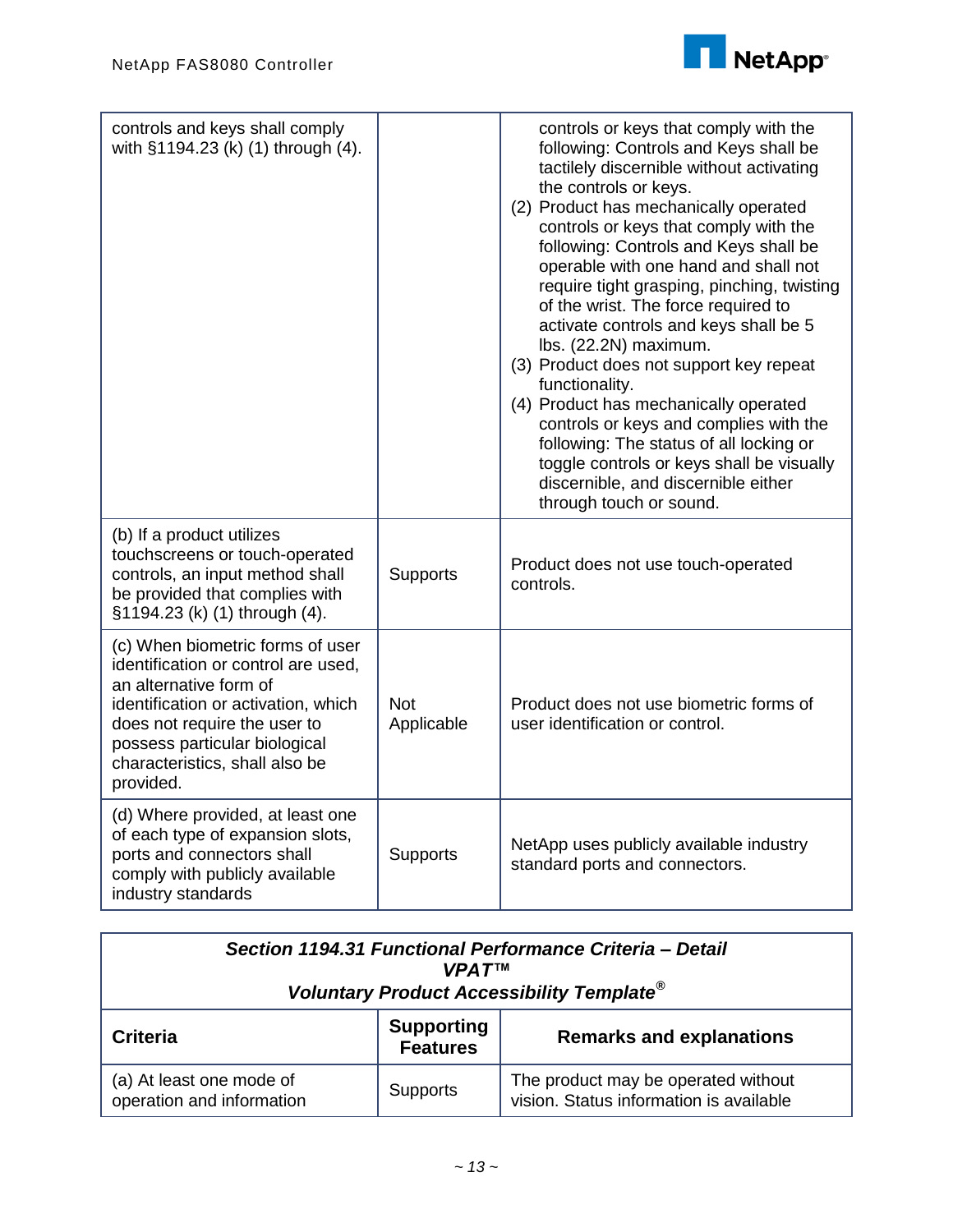| | | |
|---|---|---|
| controls and keys shall comply with §1194.23 (k) (1) through (4). | | controls or keys that comply with the following: Controls and Keys shall be tactilely discernible without activating the controls or keys.<br>(2) Product has mechanically operated controls or keys that comply with the following: Controls and Keys shall be operable with one hand and shall not require tight grasping, pinching, twisting of the wrist. The force required to activate controls and keys shall be 5 lbs. (22.2N) maximum.<br>(3) Product does not support key repeat functionality.<br>(4) Product has mechanically operated controls or keys and complies with the following: The status of all locking or toggle controls or keys shall be visually discernible, and discernible either through touch or sound. |
| (b) If a product utilizes touchscreens or touch-operated controls, an input method shall be provided that complies with §1194.23 (k) (1) through (4). | Supports | Product does not use touch-operated controls. |
| (c) When biometric forms of user identification or control are used, an alternative form of identification or activation, which does not require the user to possess particular biological characteristics, shall also be provided. | Not Applicable | Product does not use biometric forms of user identification or control. |
| (d) Where provided, at least one of each type of expansion slots, ports and connectors shall comply with publicly available industry standards | Supports | NetApp uses publicly available industry standard ports and connectors. |

**_Section 1194.31 Functional Performance Criteria – Detail_**
**_VPAT™_**
**_Voluntary Product Accessibility Template®_**

| Criteria | Supporting Features | Remarks and explanations |
|---|---|---|
| (a) At least one mode of operation and information | Supports | The product may be operated without vision. Status information is available |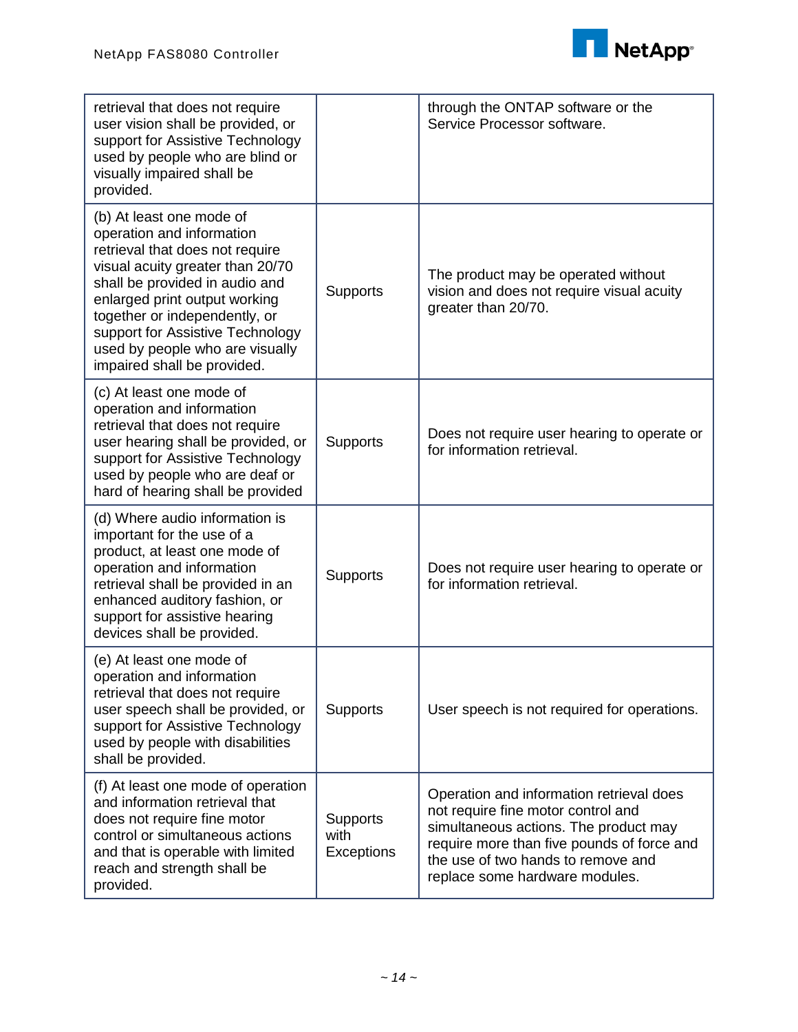| | | |
|---|---|---|
| retrieval that does not require user vision shall be provided, or support for Assistive Technology used by people who are blind or visually impaired shall be provided. | | through the ONTAP software or the Service Processor software. |
| (b) At least one mode of operation and information retrieval that does not require visual acuity greater than 20/70 shall be provided in audio and enlarged print output working together or independently, or support for Assistive Technology used by people who are visually impaired shall be provided. | Supports | The product may be operated without vision and does not require visual acuity greater than 20/70. |
| (c) At least one mode of operation and information retrieval that does not require user hearing shall be provided, or support for Assistive Technology used by people who are deaf or hard of hearing shall be provided | Supports | Does not require user hearing to operate or for information retrieval. |
| (d) Where audio information is important for the use of a product, at least one mode of operation and information retrieval shall be provided in an enhanced auditory fashion, or support for assistive hearing devices shall be provided. | Supports | Does not require user hearing to operate or for information retrieval. |
| (e) At least one mode of operation and information retrieval that does not require user speech shall be provided, or support for Assistive Technology used by people with disabilities shall be provided. | Supports | User speech is not required for operations. |
| (f) At least one mode of operation and information retrieval that does not require fine motor control or simultaneous actions and that is operable with limited reach and strength shall be provided. | Supports with Exceptions | Operation and information retrieval does not require fine motor control and simultaneous actions. The product may require more than five pounds of force and the use of two hands to remove and replace some hardware modules. |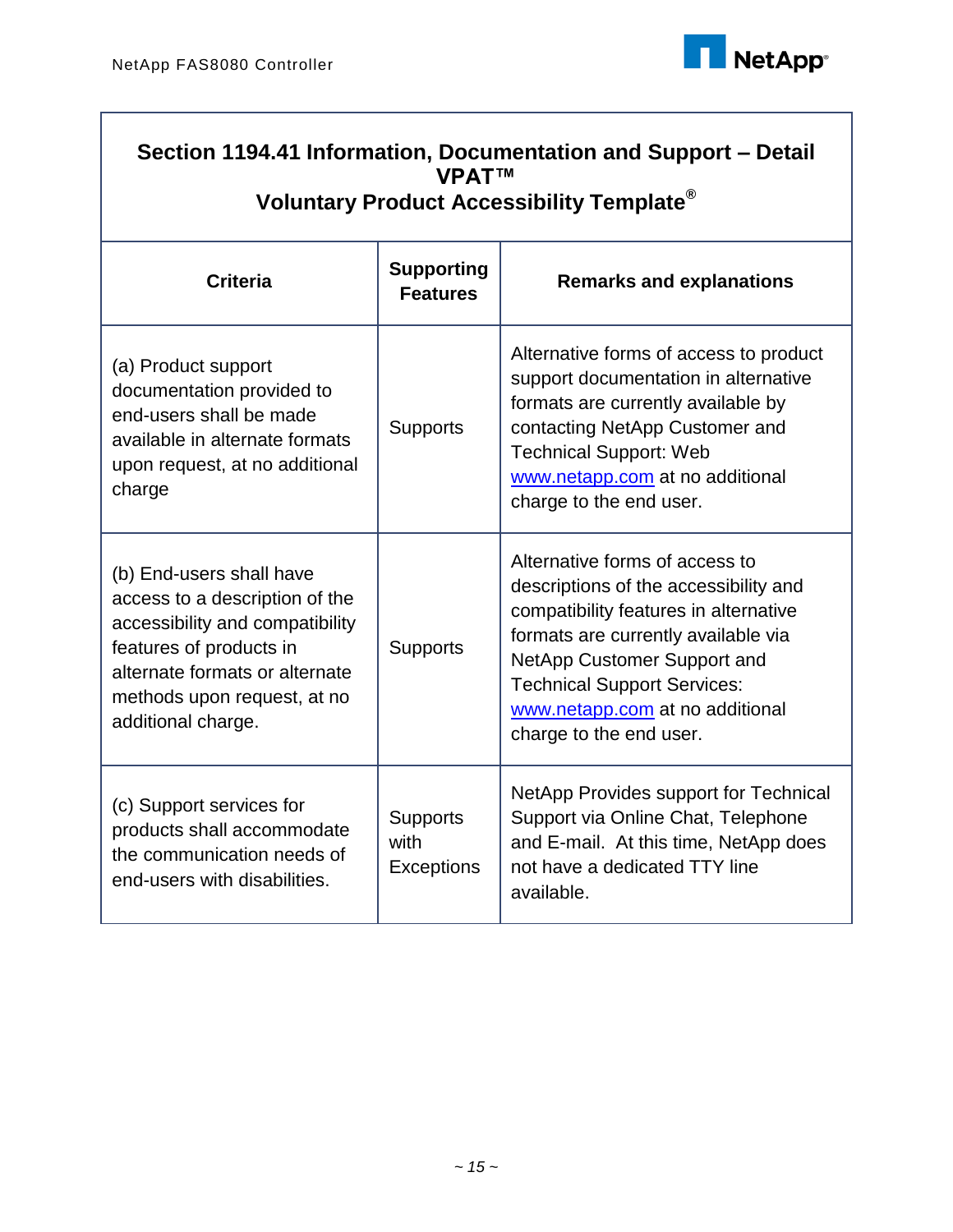| Section 1194.41 Information, Documentation and Support – Detail VPAT™ Voluntary Product Accessibility Template® | | |
|---|---|---|
| **Criteria** | **Supporting Features** | **Remarks and explanations** |
| (a) Product support documentation provided to end-users shall be made available in alternate formats upon request, at no additional charge | Supports | Alternative forms of access to product support documentation in alternative formats are currently available by contacting NetApp Customer and Technical Support: Web www.netapp.com at no additional charge to the end user. |
| (b) End-users shall have access to a description of the accessibility and compatibility features of products in alternate formats or alternate methods upon request, at no additional charge. | Supports | Alternative forms of access to descriptions of the accessibility and compatibility features in alternative formats are currently available via NetApp Customer Support and Technical Support Services: www.netapp.com at no additional charge to the end user. |
| (c) Support services for products shall accommodate the communication needs of end-users with disabilities. | Supports with Exceptions | NetApp Provides support for Technical Support via Online Chat, Telephone and E-mail. At this time, NetApp does not have a dedicated TTY line available. |